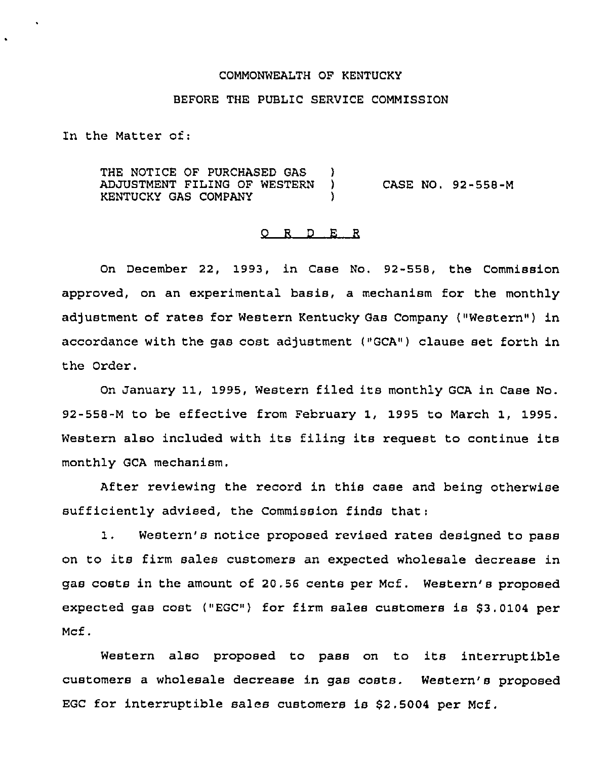COMMONWEALTH OF KENTUCKY

BEFORE THE PUBLIC SERVICE COMMISSION

In the Matter of:

| | | |
|---|---|---|
| THE NOTICE OF PURCHASED GAS ADJUSTMENT FILING OF WESTERN KENTUCKY GAS COMPANY | ) ) ) | CASE NO. 92-558-M |

O R D E R

On December 22, 1993, in Case No. 92-558, the Commission approved, on an experimental basis, a mechanism for the monthly adjustment of rates for Western Kentucky Gas Company ("Western") in accordance with the gas cost adjustment ("GCA") clause set forth in the Order.

On January 11, 1995, Western filed its monthly GCA in Case No. 92-558-M to be effective from February 1, 1995 to March 1, 1995. Western also included with its filing its request to continue its monthly GCA mechanism.

After reviewing the record in this case and being otherwise sufficiently advised, the Commission finds that:

1. Western's notice proposed revised rates designed to pass on to its firm sales customers an expected wholesale decrease in gas costs in the amount of 20.56 cents per Mcf. Western's proposed expected gas cost ("EGC") for firm sales customers is $3.0104 per Mcf.

Western also proposed to pass on to its interruptible customers a wholesale decrease in gas costs. Western's proposed EGC for interruptible sales customers is $2.5004 per Mcf.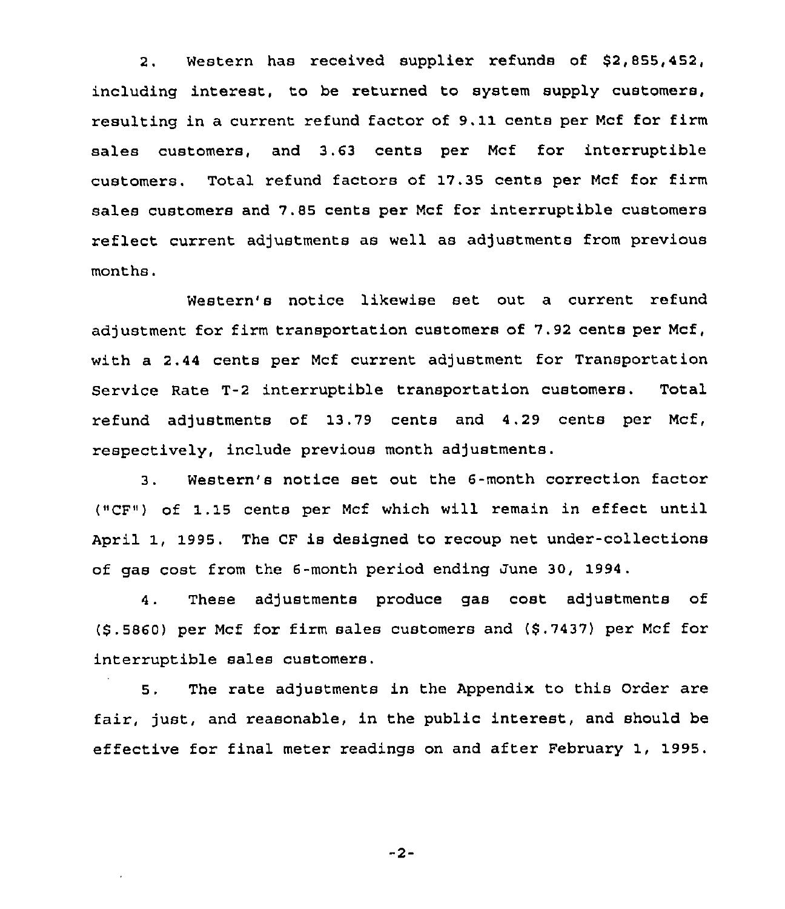2. Western has received supplier refunds of $2,855,452, including interest, to be returned to system supply customers, resulting in a current refund factor of 9.11 cents per Mcf for firm sales customers, and 3.63 cents per Mcf for interruptible customers. Total refund factors of 17.35 cents per Mcf for firm sales customers and 7.85 cents per Mcf for interruptible customers reflect current adjustments as well as adjustments from previous months.

Western's notice likewise set out a current refund adjustment for firm transportation customers of 7.92 cents per Mcf, with a 2.44 cents per Mcf current adjustment for Transportation Service Rate T-2 interruptible transportation customers. Total refund adjustments of 13.79 cents and 4.29 cents per Mcf, respectively, include previous month adjustments.

3. Western's notice set out the 6-month correction factor ("CF") of 1.15 cents per Mcf which will remain in effect until April 1, 1995. The CF is designed to recoup net under-collections of gas cost from the 6-month period ending June 30, 1994.

4. These adjustments produce gas cost adjustments of ($.5860) per Mcf for firm sales customers and ($.7437) per Mcf for interruptible sales customers.

5. The rate adjustments in the Appendix to this Order are fair, just, and reasonable, in the public interest, and should be effective for final meter readings on and after February 1, 1995.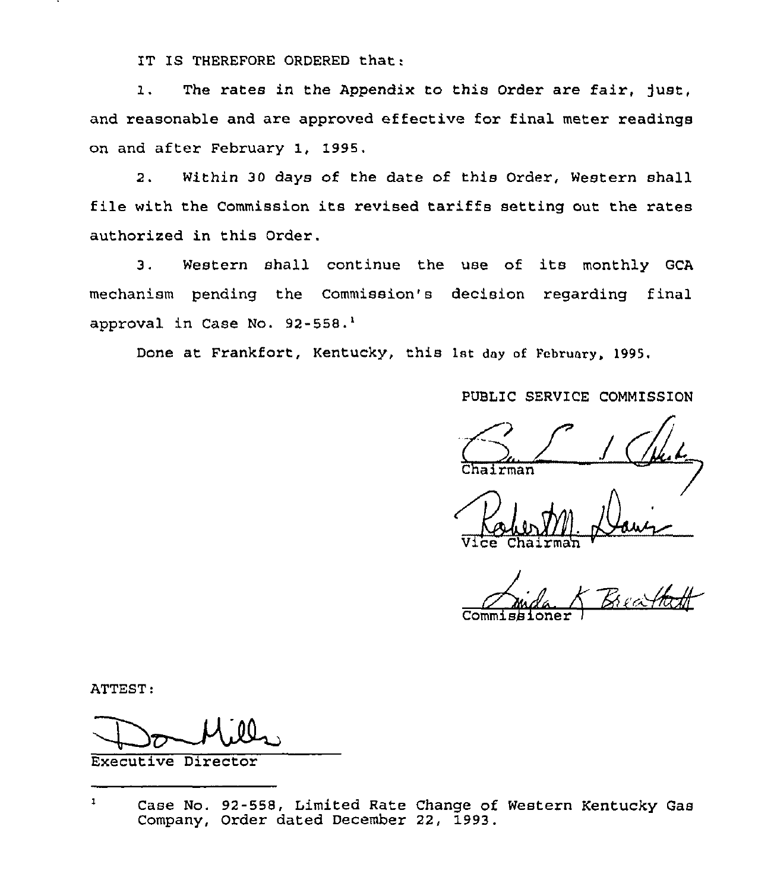IT IS THEREFORE ORDERED that:

1. The rates in the Appendix to this Order are fair, just, and reasonable and are approved effective for final meter readings on and after February 1, 1995.

2. Within 30 days of the date of this Order, Western shall file with the Commission its revised tariffs setting out the rates authorized in this Order.

3. Western shall continue the use of its monthly GCA mechanism pending the Commission's decision regarding final approval in Case No. 92-558.[1]

Done at Frankfort, Kentucky, this 1st day of February, 1995.

PUBLIC SERVICE COMMISSION

Chairman

Vice Chairman

Commissioner

ATTEST:

Executive Director

---

[1] Case No. 92-558, Limited Rate Change of Western Kentucky Gas Company, Order dated December 22, 1993.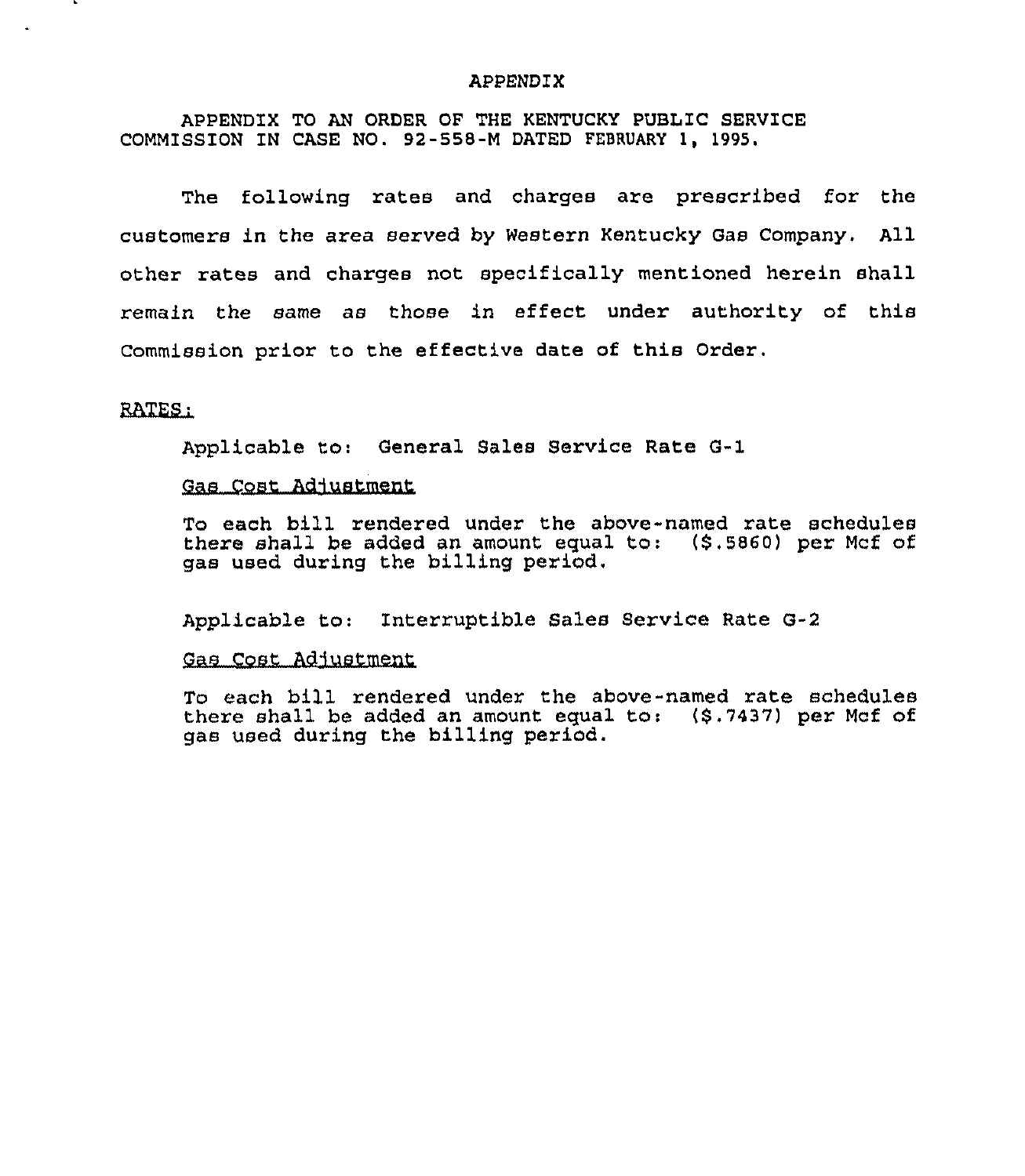# APPENDIX

APPENDIX TO AN ORDER OF THE KENTUCKY PUBLIC SERVICE COMMISSION IN CASE NO. 92-558-M DATED FEBRUARY 1, 1995.

The following rates and charges are prescribed for the customers in the area served by Western Kentucky Gas Company. All other rates and charges not specifically mentioned herein shall remain the same as those in effect under authority of this Commission prior to the effective date of this Order.

RATES:

Applicable to: General Sales Service Rate G-1

Gas Cost Adjustment

To each bill rendered under the above-named rate schedules there shall be added an amount equal to: ($.5860) per Mcf of gas used during the billing period.

Applicable to: Interruptible Sales Service Rate G-2

Gas Cost Adjustment

To each bill rendered under the above-named rate schedules there shall be added an amount equal to: ($.7437) per Mcf of gas used during the billing period.